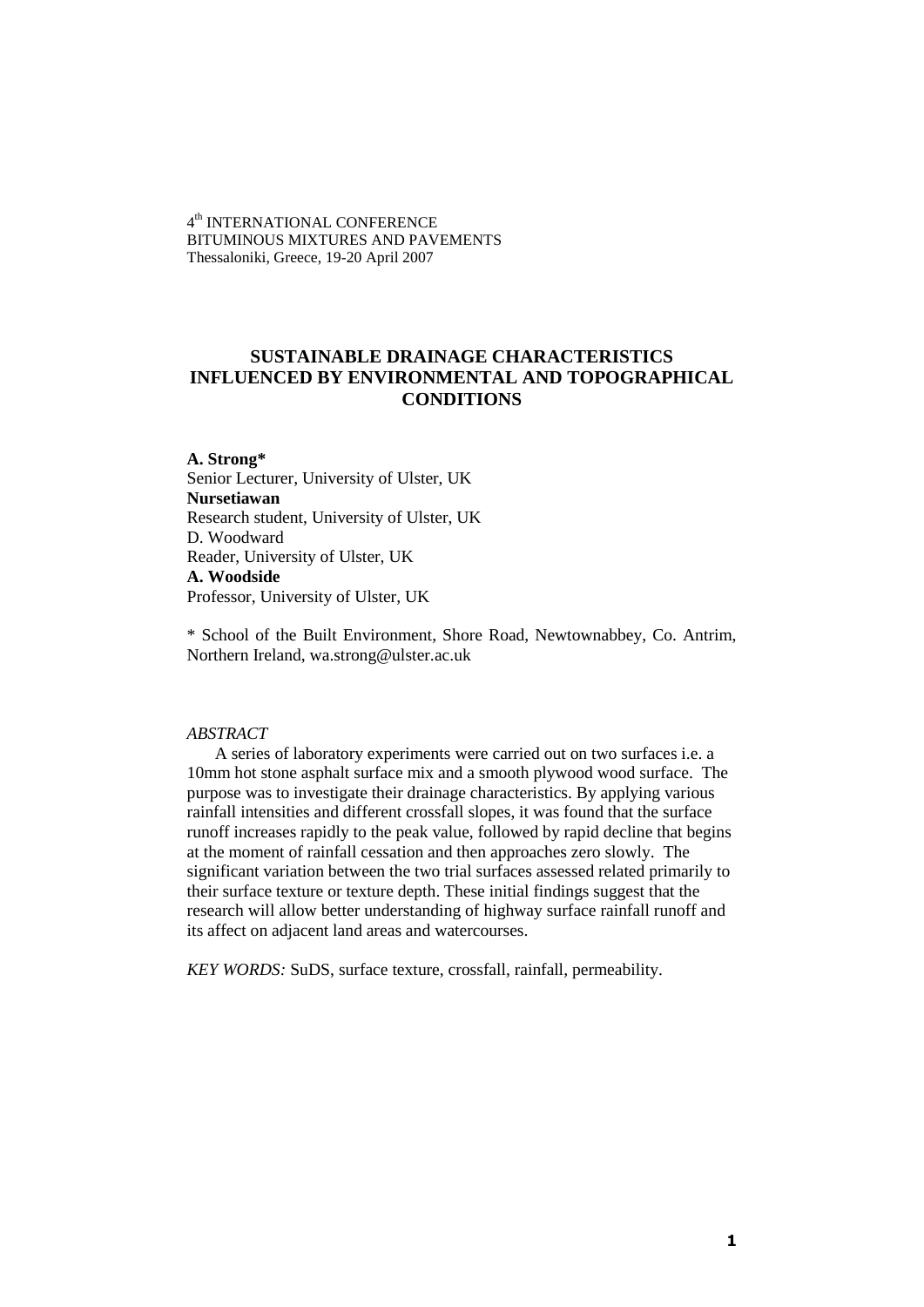4th INTERNATIONAL CONFERENCE
BITUMINOUS MIXTURES AND PAVEMENTS
Thessaloniki, Greece, 19-20 April 2007

# SUSTAINABLE DRAINAGE CHARACTERISTICS INFLUENCED BY ENVIRONMENTAL AND TOPOGRAPHICAL CONDITIONS

**A. Strong***
Senior Lecturer, University of Ulster, UK
**Nursetiawan**
Research student, University of Ulster, UK
D. Woodward
Reader, University of Ulster, UK
**A. Woodside**
Professor, University of Ulster, UK

* School of the Built Environment, Shore Road, Newtownabbey, Co. Antrim, Northern Ireland, wa.strong@ulster.ac.uk

*ABSTRACT*

A series of laboratory experiments were carried out on two surfaces i.e. a 10mm hot stone asphalt surface mix and a smooth plywood wood surface. The purpose was to investigate their drainage characteristics. By applying various rainfall intensities and different crossfall slopes, it was found that the surface runoff increases rapidly to the peak value, followed by rapid decline that begins at the moment of rainfall cessation and then approaches zero slowly. The significant variation between the two trial surfaces assessed related primarily to their surface texture or texture depth. These initial findings suggest that the research will allow better understanding of highway surface rainfall runoff and its affect on adjacent land areas and watercourses.

*KEY WORDS:* SuDS, surface texture, crossfall, rainfall, permeability.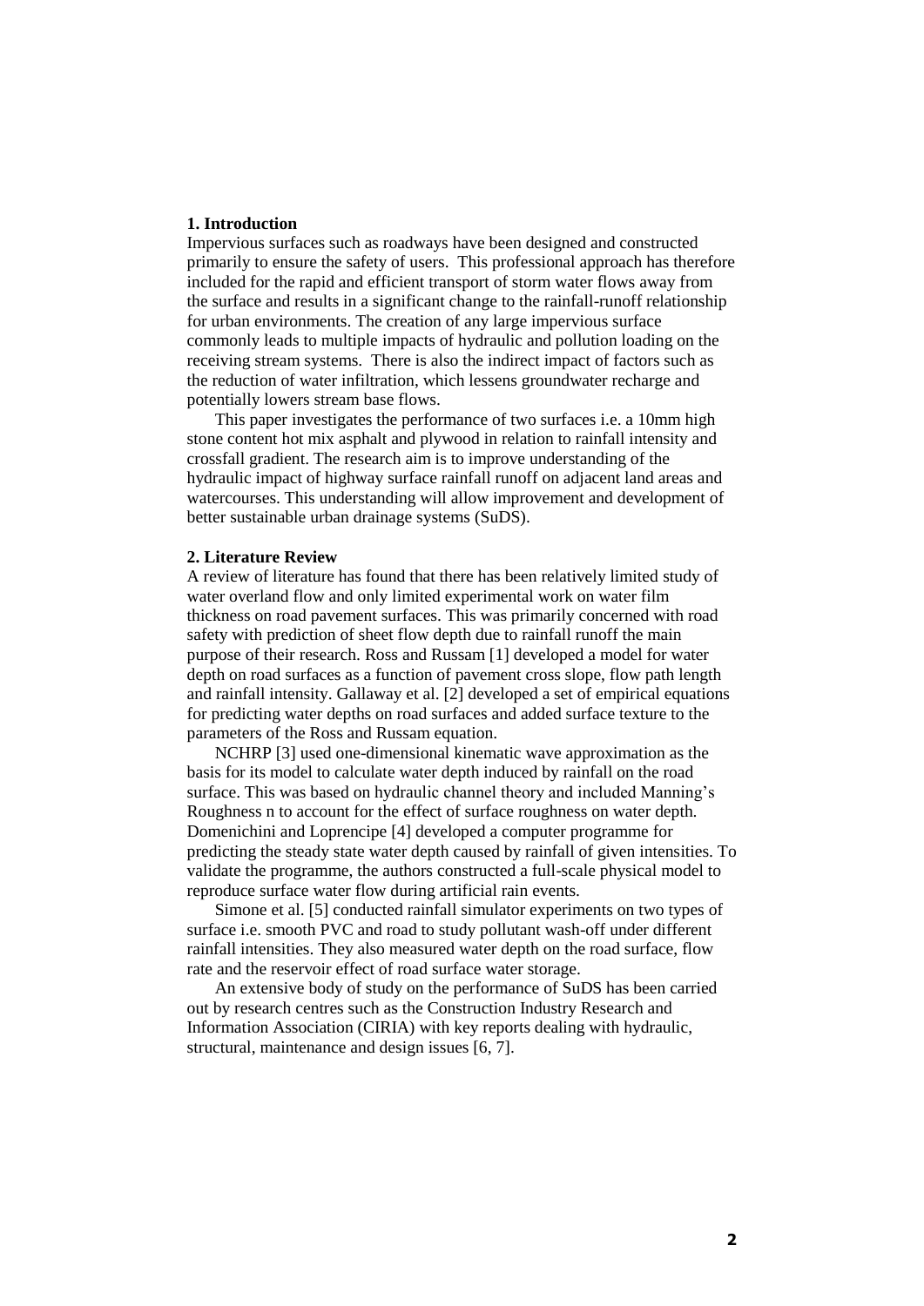## 1. Introduction

Impervious surfaces such as roadways have been designed and constructed primarily to ensure the safety of users. This professional approach has therefore included for the rapid and efficient transport of storm water flows away from the surface and results in a significant change to the rainfall-runoff relationship for urban environments. The creation of any large impervious surface commonly leads to multiple impacts of hydraulic and pollution loading on the receiving stream systems. There is also the indirect impact of factors such as the reduction of water infiltration, which lessens groundwater recharge and potentially lowers stream base flows.

This paper investigates the performance of two surfaces i.e. a 10mm high stone content hot mix asphalt and plywood in relation to rainfall intensity and crossfall gradient. The research aim is to improve understanding of the hydraulic impact of highway surface rainfall runoff on adjacent land areas and watercourses. This understanding will allow improvement and development of better sustainable urban drainage systems (SuDS).

## 2. Literature Review

A review of literature has found that there has been relatively limited study of water overland flow and only limited experimental work on water film thickness on road pavement surfaces. This was primarily concerned with road safety with prediction of sheet flow depth due to rainfall runoff the main purpose of their research. Ross and Russam [1] developed a model for water depth on road surfaces as a function of pavement cross slope, flow path length and rainfall intensity. Gallaway et al. [2] developed a set of empirical equations for predicting water depths on road surfaces and added surface texture to the parameters of the Ross and Russam equation.

NCHRP [3] used one-dimensional kinematic wave approximation as the basis for its model to calculate water depth induced by rainfall on the road surface. This was based on hydraulic channel theory and included Manning's Roughness n to account for the effect of surface roughness on water depth. Domenichini and Loprencipe [4] developed a computer programme for predicting the steady state water depth caused by rainfall of given intensities. To validate the programme, the authors constructed a full-scale physical model to reproduce surface water flow during artificial rain events.

Simone et al. [5] conducted rainfall simulator experiments on two types of surface i.e. smooth PVC and road to study pollutant wash-off under different rainfall intensities. They also measured water depth on the road surface, flow rate and the reservoir effect of road surface water storage.

An extensive body of study on the performance of SuDS has been carried out by research centres such as the Construction Industry Research and Information Association (CIRIA) with key reports dealing with hydraulic, structural, maintenance and design issues [6, 7].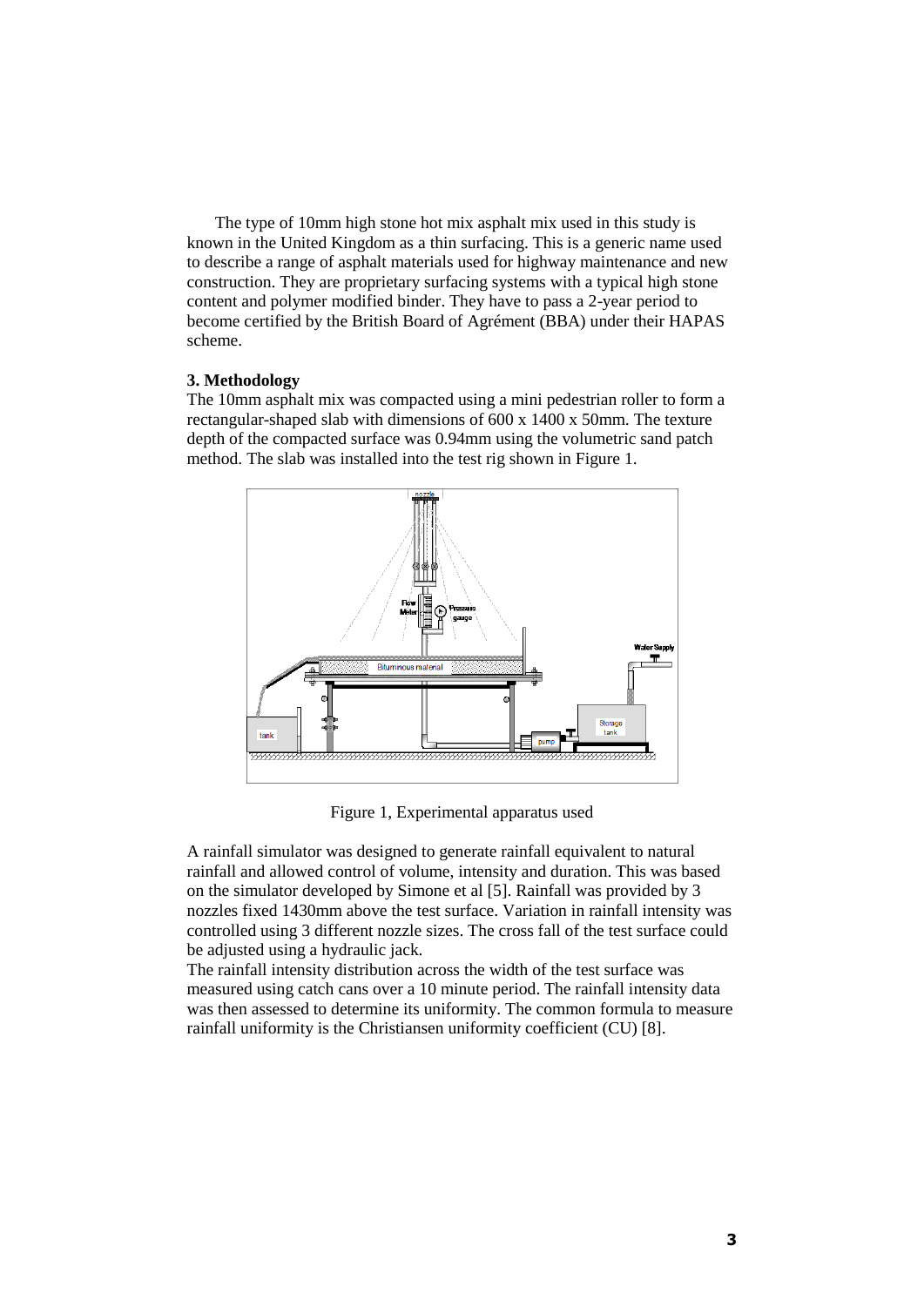The type of 10mm high stone hot mix asphalt mix used in this study is known in the United Kingdom as a thin surfacing. This is a generic name used to describe a range of asphalt materials used for highway maintenance and new construction. They are proprietary surfacing systems with a typical high stone content and polymer modified binder. They have to pass a 2-year period to become certified by the British Board of Agrément (BBA) under their HAPAS scheme.

## 3. Methodology

The 10mm asphalt mix was compacted using a mini pedestrian roller to form a rectangular-shaped slab with dimensions of 600 x 1400 x 50mm. The texture depth of the compacted surface was 0.94mm using the volumetric sand patch method. The slab was installed into the test rig shown in Figure 1.

Figure 1, Experimental apparatus used

A rainfall simulator was designed to generate rainfall equivalent to natural rainfall and allowed control of volume, intensity and duration. This was based on the simulator developed by Simone et al [5]. Rainfall was provided by 3 nozzles fixed 1430mm above the test surface. Variation in rainfall intensity was controlled using 3 different nozzle sizes. The cross fall of the test surface could be adjusted using a hydraulic jack.

The rainfall intensity distribution across the width of the test surface was measured using catch cans over a 10 minute period. The rainfall intensity data was then assessed to determine its uniformity. The common formula to measure rainfall uniformity is the Christiansen uniformity coefficient (CU) [8].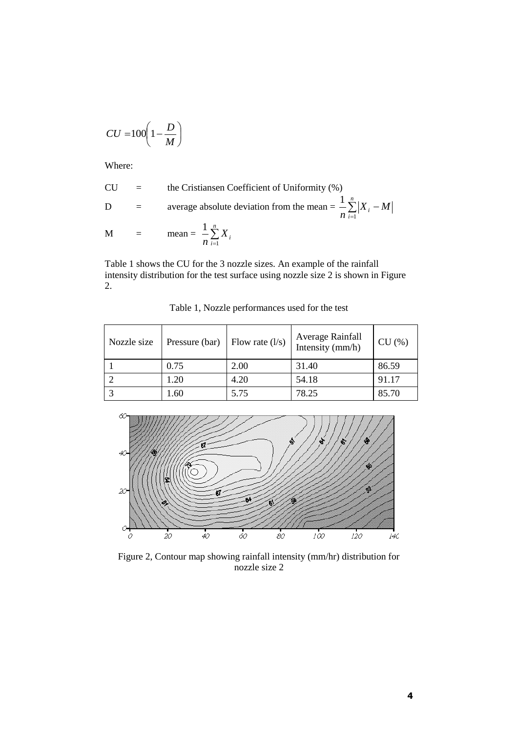$$CU = 100\left(1 - \frac{D}{M}\right)$$

Where:

CU = the Cristiansen Coefficient of Uniformity (%)

D = average absolute deviation from the mean = $\frac{1}{n}\sum_{i=1}^{n}\left|X_i - M\right|$

M = mean = $\frac{1}{n}\sum_{i=1}^{n}X_i$

Table 1 shows the CU for the 3 nozzle sizes. An example of the rainfall intensity distribution for the test surface using nozzle size 2 is shown in Figure 2.

Table 1, Nozzle performances used for the test

| Nozzle size | Pressure (bar) | Flow rate (l/s) | Average Rainfall Intensity (mm/h) | CU (%) |
|---|---|---|---|---|
| 1 | 0.75 | 2.00 | 31.40 | 86.59 |
| 2 | 1.20 | 4.20 | 54.18 | 91.17 |
| 3 | 1.60 | 5.75 | 78.25 | 85.70 |

Figure 2, Contour map showing rainfall intensity (mm/hr) distribution for nozzle size 2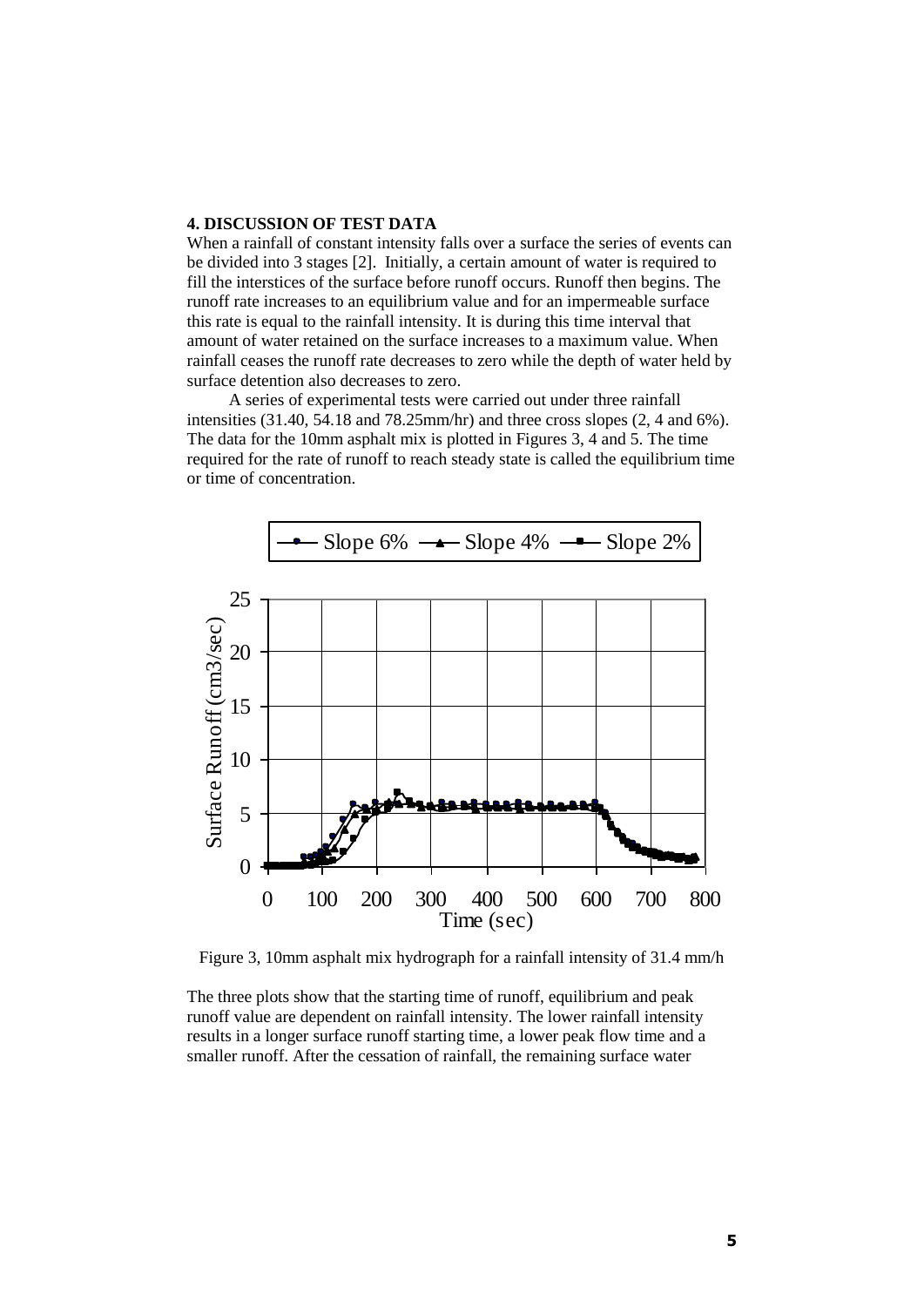## 4. DISCUSSION OF TEST DATA

When a rainfall of constant intensity falls over a surface the series of events can be divided into 3 stages [2]. Initially, a certain amount of water is required to fill the interstices of the surface before runoff occurs. Runoff then begins. The runoff rate increases to an equilibrium value and for an impermeable surface this rate is equal to the rainfall intensity. It is during this time interval that amount of water retained on the surface increases to a maximum value. When rainfall ceases the runoff rate decreases to zero while the depth of water held by surface detention also decreases to zero.

A series of experimental tests were carried out under three rainfall intensities (31.40, 54.18 and 78.25mm/hr) and three cross slopes (2, 4 and 6%). The data for the 10mm asphalt mix is plotted in Figures 3, 4 and 5. The time required for the rate of runoff to reach steady state is called the equilibrium time or time of concentration.

Figure 3, 10mm asphalt mix hydrograph for a rainfall intensity of 31.4 mm/h

The three plots show that the starting time of runoff, equilibrium and peak runoff value are dependent on rainfall intensity. The lower rainfall intensity results in a longer surface runoff starting time, a lower peak flow time and a smaller runoff. After the cessation of rainfall, the remaining surface water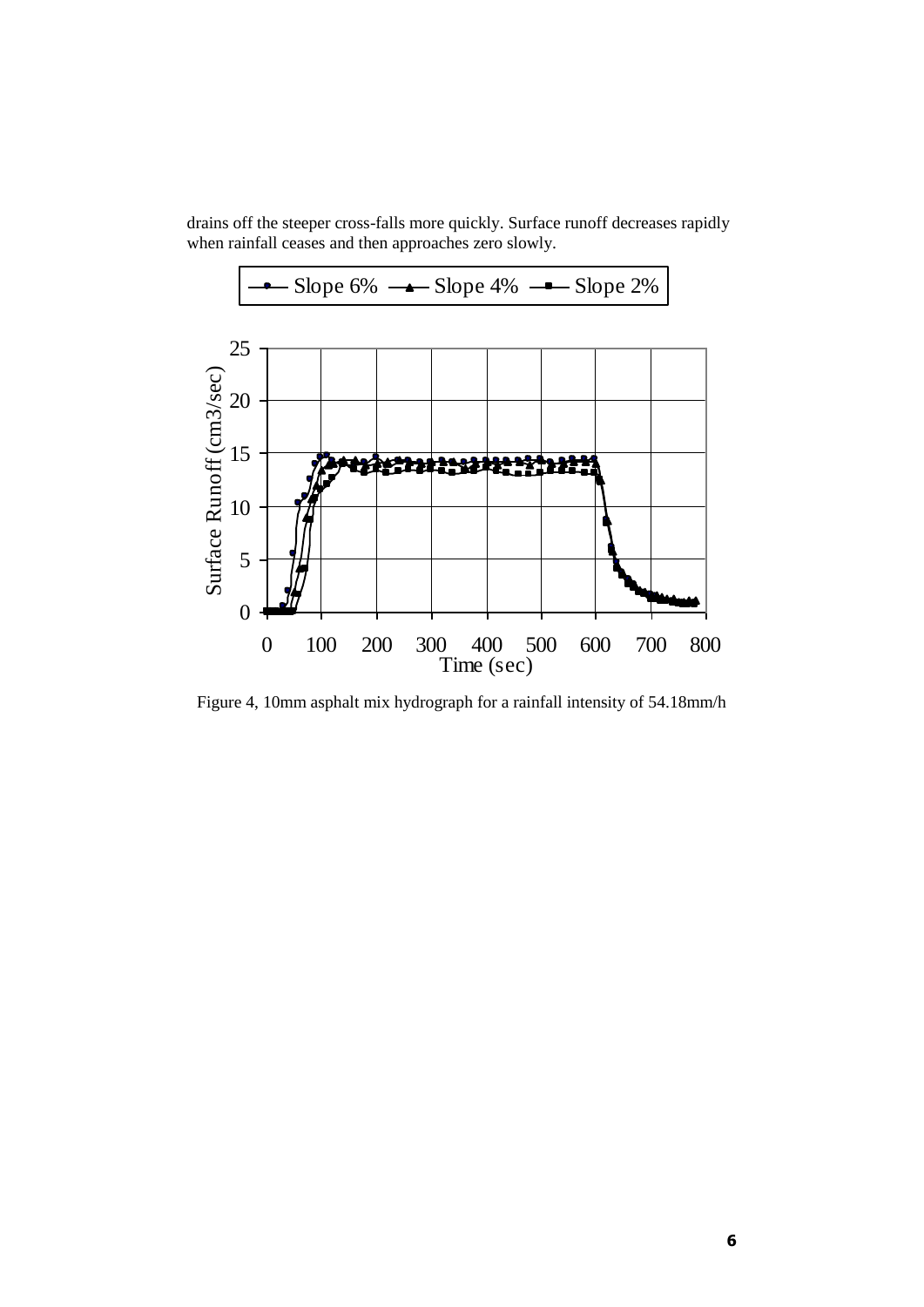drains off the steeper cross-falls more quickly. Surface runoff decreases rapidly when rainfall ceases and then approaches zero slowly.

Figure 4, 10mm asphalt mix hydrograph for a rainfall intensity of 54.18mm/h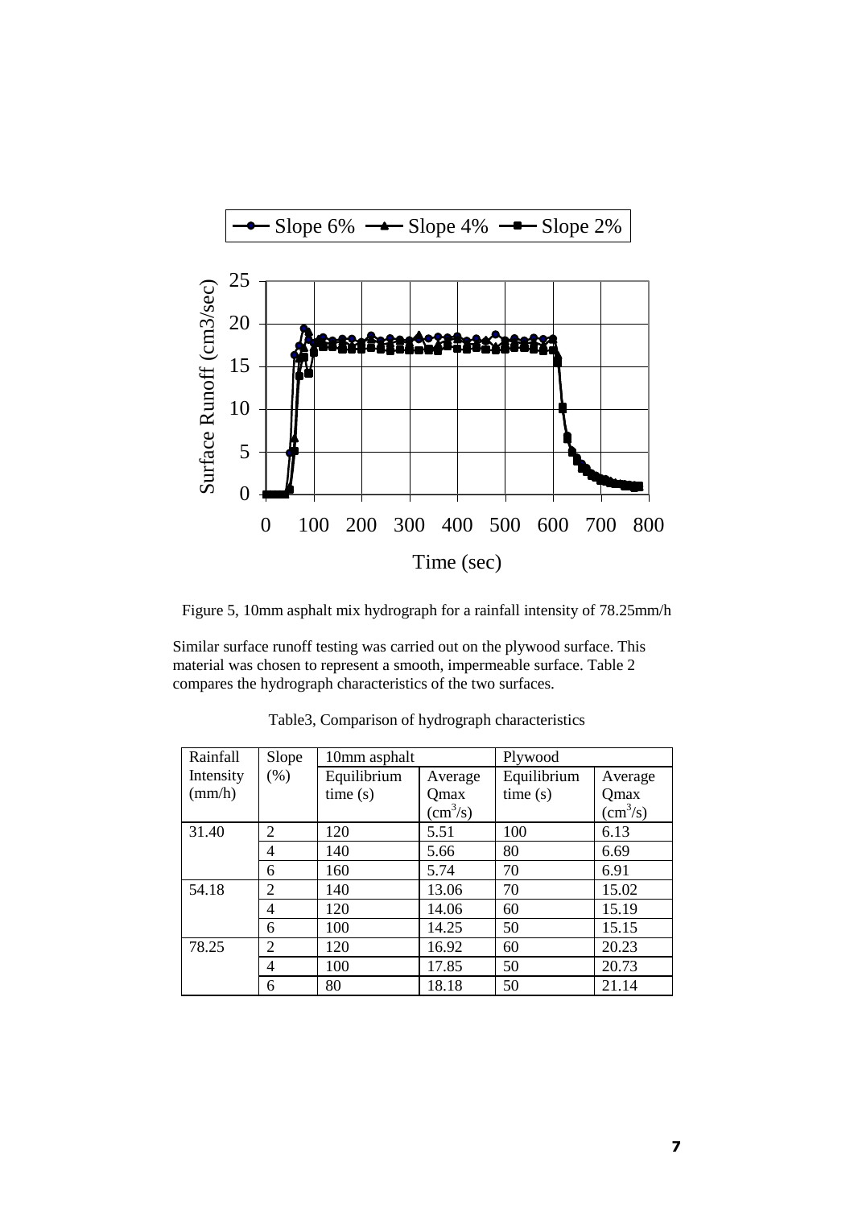Figure 5, 10mm asphalt mix hydrograph for a rainfall intensity of 78.25mm/h

Similar surface runoff testing was carried out on the plywood surface. This material was chosen to represent a smooth, impermeable surface. Table 2 compares the hydrograph characteristics of the two surfaces.

Table3, Comparison of hydrograph characteristics

| Rainfall Intensity (mm/h) | Slope (%) | 10mm asphalt | | Plywood | |
|---|---|---|---|---|---|
| | | Equilibrium time (s) | Average Qmax ($cm^3/s$) | Equilibrium time (s) | Average Qmax ($cm^3/s$) |
| 31.40 | 2 | 120 | 5.51 | 100 | 6.13 |
| | 4 | 140 | 5.66 | 80 | 6.69 |
| | 6 | 160 | 5.74 | 70 | 6.91 |
| 54.18 | 2 | 140 | 13.06 | 70 | 15.02 |
| | 4 | 120 | 14.06 | 60 | 15.19 |
| | 6 | 100 | 14.25 | 50 | 15.15 |
| 78.25 | 2 | 120 | 16.92 | 60 | 20.23 |
| | 4 | 100 | 17.85 | 50 | 20.73 |
| | 6 | 80 | 18.18 | 50 | 21.14 |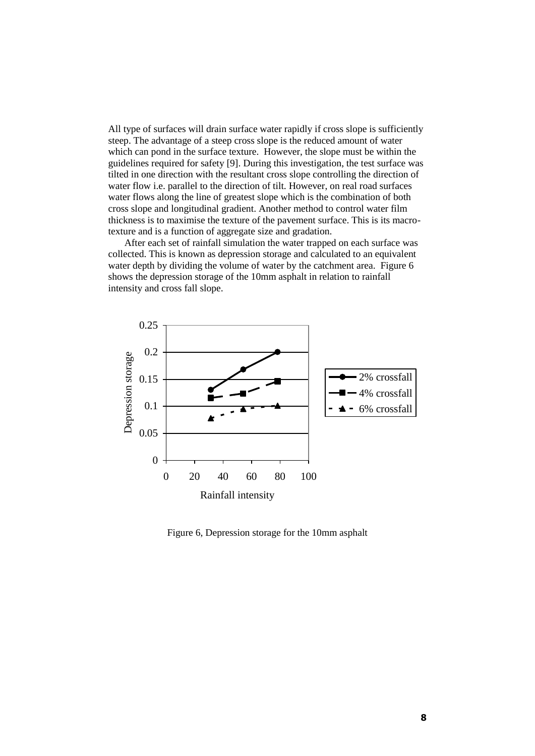All type of surfaces will drain surface water rapidly if cross slope is sufficiently steep. The advantage of a steep cross slope is the reduced amount of water which can pond in the surface texture. However, the slope must be within the guidelines required for safety [9]. During this investigation, the test surface was tilted in one direction with the resultant cross slope controlling the direction of water flow i.e. parallel to the direction of tilt. However, on real road surfaces water flows along the line of greatest slope which is the combination of both cross slope and longitudinal gradient. Another method to control water film thickness is to maximise the texture of the pavement surface. This is its macro-texture and is a function of aggregate size and gradation.

After each set of rainfall simulation the water trapped on each surface was collected. This is known as depression storage and calculated to an equivalent water depth by dividing the volume of water by the catchment area. Figure 6 shows the depression storage of the 10mm asphalt in relation to rainfall intensity and cross fall slope.

Figure 6, Depression storage for the 10mm asphalt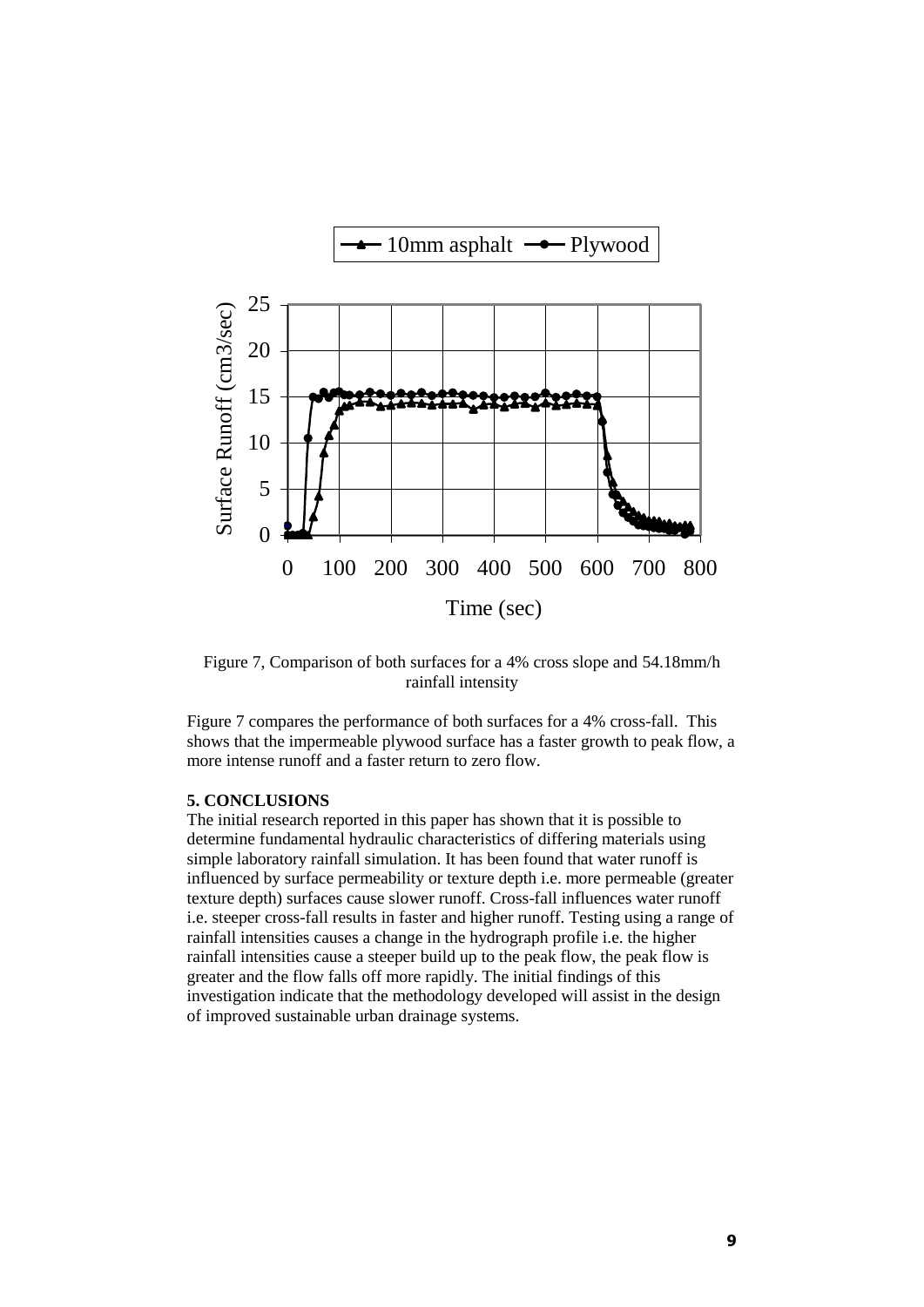Figure 7, Comparison of both surfaces for a 4% cross slope and 54.18mm/h rainfall intensity

Figure 7 compares the performance of both surfaces for a 4% cross-fall. This shows that the impermeable plywood surface has a faster growth to peak flow, a more intense runoff and a faster return to zero flow.

## 5. CONCLUSIONS

The initial research reported in this paper has shown that it is possible to determine fundamental hydraulic characteristics of differing materials using simple laboratory rainfall simulation. It has been found that water runoff is influenced by surface permeability or texture depth i.e. more permeable (greater texture depth) surfaces cause slower runoff. Cross-fall influences water runoff i.e. steeper cross-fall results in faster and higher runoff. Testing using a range of rainfall intensities causes a change in the hydrograph profile i.e. the higher rainfall intensities cause a steeper build up to the peak flow, the peak flow is greater and the flow falls off more rapidly. The initial findings of this investigation indicate that the methodology developed will assist in the design of improved sustainable urban drainage systems.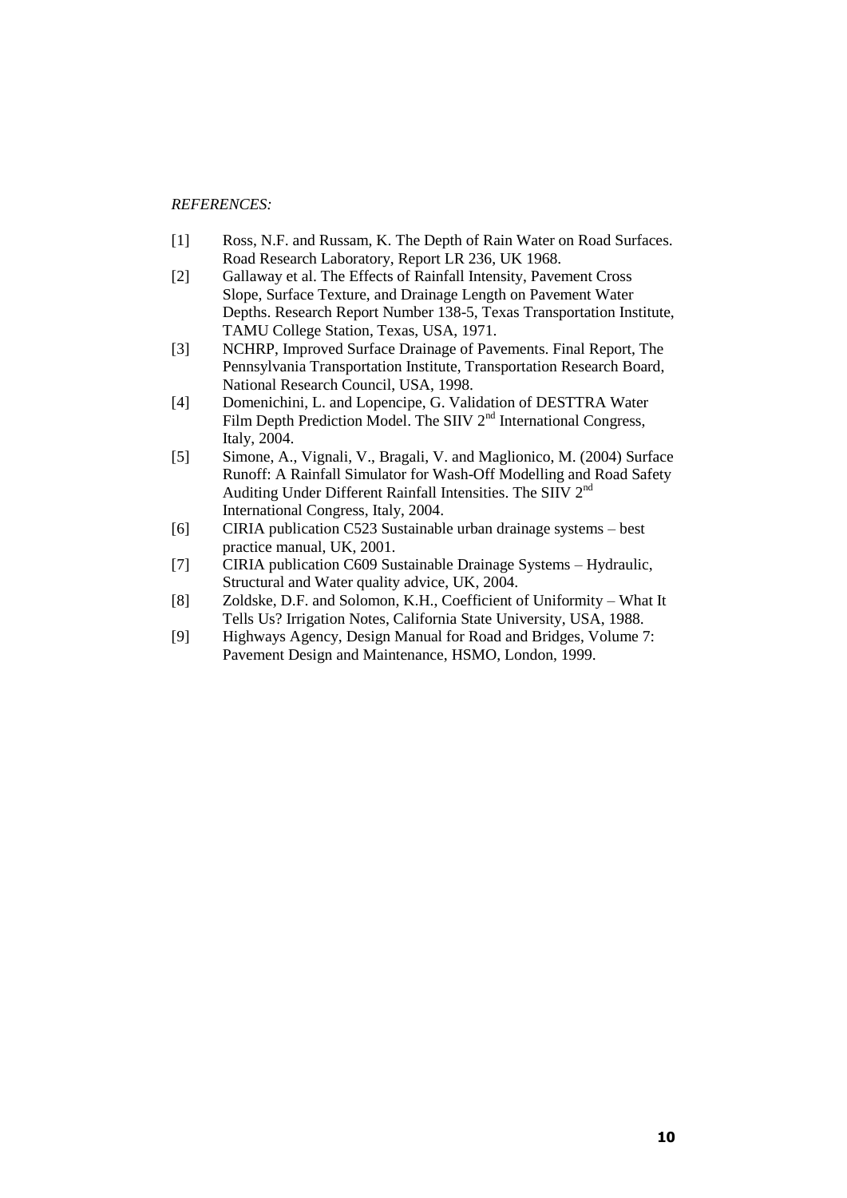*REFERENCES:*

[1] Ross, N.F. and Russam, K. The Depth of Rain Water on Road Surfaces. Road Research Laboratory, Report LR 236, UK 1968.

[2] Gallaway et al. The Effects of Rainfall Intensity, Pavement Cross Slope, Surface Texture, and Drainage Length on Pavement Water Depths. Research Report Number 138-5, Texas Transportation Institute, TAMU College Station, Texas, USA, 1971.

[3] NCHRP, Improved Surface Drainage of Pavements. Final Report, The Pennsylvania Transportation Institute, Transportation Research Board, National Research Council, USA, 1998.

[4] Domenichini, L. and Lopencipe, G. Validation of DESTTRA Water Film Depth Prediction Model. The SIIV 2nd International Congress, Italy, 2004.

[5] Simone, A., Vignali, V., Bragali, V. and Maglionico, M. (2004) Surface Runoff: A Rainfall Simulator for Wash-Off Modelling and Road Safety Auditing Under Different Rainfall Intensities. The SIIV 2nd International Congress, Italy, 2004.

[6] CIRIA publication C523 Sustainable urban drainage systems – best practice manual, UK, 2001.

[7] CIRIA publication C609 Sustainable Drainage Systems – Hydraulic, Structural and Water quality advice, UK, 2004.

[8] Zoldske, D.F. and Solomon, K.H., Coefficient of Uniformity – What It Tells Us? Irrigation Notes, California State University, USA, 1988.

[9] Highways Agency, Design Manual for Road and Bridges, Volume 7: Pavement Design and Maintenance, HSMO, London, 1999.